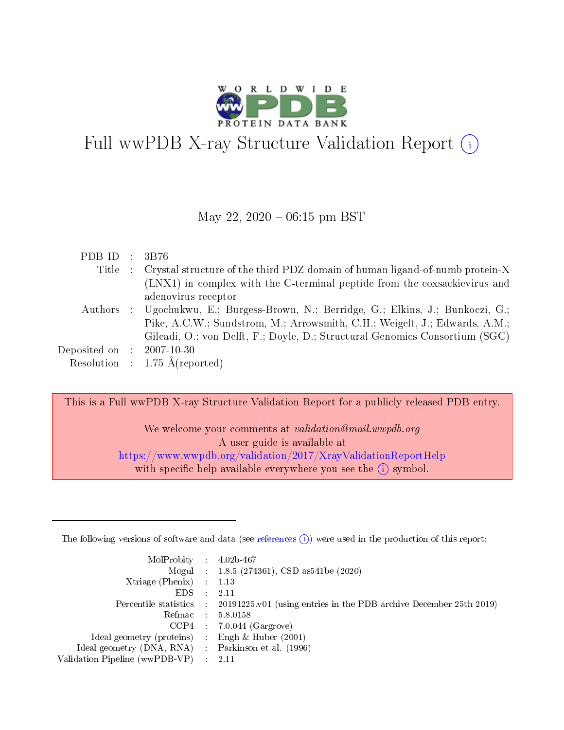# Full wwPDB X-ray Structure Validation Report (i)

May 22, 2020 – 06:15 pm BST

| | | |
|---|---|---|
| PDB ID | : | 3B76 |
| Title | : | Crystal structure of the third PDZ domain of human ligand-of-numb protein-X (LNX1) in complex with the C-terminal peptide from the coxsackievirus and adenovirus receptor |
| Authors | : | Ugochukwu, E.; Burgess-Brown, N.; Berridge, G.; Elkins, J.; Bunkoczi, G.; Pike, A.C.W.; Sundstrom, M.; Arrowsmith, C.H.; Weigelt, J.; Edwards, A.M.; Gileadi, O.; von Delft, F.; Doyle, D.; Structural Genomics Consortium (SGC) |
| Deposited on | : | 2007-10-30 |
| Resolution | : | 1.75 Å(reported) |

This is a Full wwPDB X-ray Structure Validation Report for a publicly released PDB entry.

We welcome your comments at *validation@mail.wwpdb.org*
A user guide is available at
https://www.wwpdb.org/validation/2017/XrayValidationReportHelp
with specific help available everywhere you see the (i) symbol.

---

The following versions of software and data (see references (i)) were used in the production of this report:

| | | |
|---|---|---|
| MolProbity | : | 4.02b-467 |
| Mogul | : | 1.8.5 (274361), CSD as541be (2020) |
| Xtriage (Phenix) | : | 1.13 |
| EDS | : | 2.11 |
| Percentile statistics | : | 20191225.v01 (using entries in the PDB archive December 25th 2019) |
| Refmac | : | 5.8.0158 |
| CCP4 | : | 7.0.044 (Gargrove) |
| Ideal geometry (proteins) | : | Engh & Huber (2001) |
| Ideal geometry (DNA, RNA) | : | Parkinson et al. (1996) |
| Validation Pipeline (wwPDB-VP) | : | 2.11 |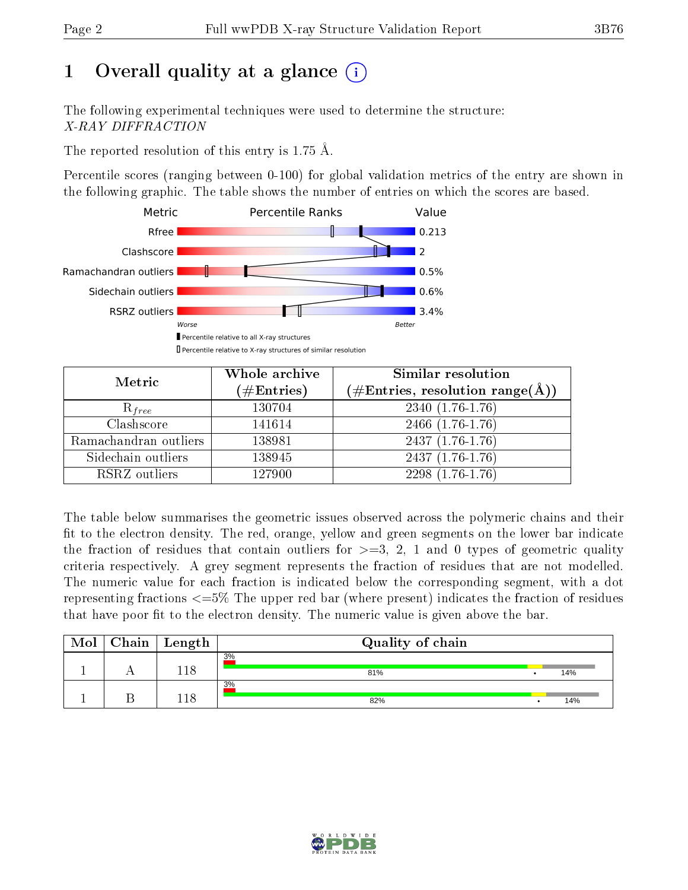# 1 Overall quality at a glance (i)

The following experimental techniques were used to determine the structure:
*X-RAY DIFFRACTION*

The reported resolution of this entry is 1.75 Å.

Percentile scores (ranging between 0-100) for global validation metrics of the entry are shown in the following graphic. The table shows the number of entries on which the scores are based.

Metric
Percentile Ranks
Value
Rfree 0.213
Clashscore 2
Ramachandran outliers 0.5%
Sidechain outliers 0.6%
RSRZ outliers 3.4%
Worse
Better
Percentile relative to all X-ray structures
Percentile relative to X-ray structures of similar resolution

| Metric | Whole archive (#Entries) | Similar resolution (#Entries, resolution range(Å)) |
| --- | --- | --- |
| $R_{free}$ | 130704 | 2340 (1.76-1.76) |
| Clashscore | 141614 | 2466 (1.76-1.76) |
| Ramachandran outliers | 138981 | 2437 (1.76-1.76) |
| Sidechain outliers | 138945 | 2437 (1.76-1.76) |
| RSRZ outliers | 127900 | 2298 (1.76-1.76) |

The table below summarises the geometric issues observed across the polymeric chains and their fit to the electron density. The red, orange, yellow and green segments on the lower bar indicate the fraction of residues that contain outliers for >=3, 2, 1 and 0 types of geometric quality criteria respectively. A grey segment represents the fraction of residues that are not modelled. The numeric value for each fraction is indicated below the corresponding segment, with a dot representing fractions <=5% The upper red bar (where present) indicates the fraction of residues that have poor fit to the electron density. The numeric value is given above the bar.

| Mol | Chain | Length | Quality of chain |
| --- | --- | --- | --- |
| 1 | A | 118 | 3%<br>81% • 14% |
| 1 | B | 118 | 3%<br>82% • 14% |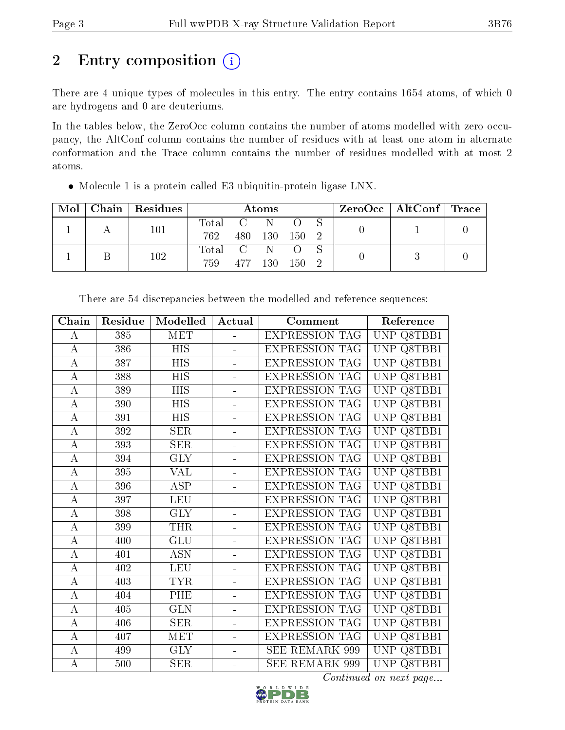# 2 Entry composition

There are 4 unique types of molecules in this entry. The entry contains 1654 atoms, of which 0 are hydrogens and 0 are deuteriums.

In the tables below, the ZeroOcc column contains the number of atoms modelled with zero occupancy, the AltConf column contains the number of residues with at least one atom in alternate conformation and the Trace column contains the number of residues modelled with at most 2 atoms.

- Molecule 1 is a protein called E3 ubiquitin-protein ligase LNX.

| Mol | Chain | Residues | Atoms | | | | | ZeroOcc | AltConf | Trace |
|---|---|---|---|---|---|---|---|---|---|---|
| 1 | A | 101 | Total<br>762 | C<br>480 | N<br>130 | O<br>150 | S<br>2 | 0 | 1 | 0 |
| 1 | B | 102 | Total<br>759 | C<br>477 | N<br>130 | O<br>150 | S<br>2 | 0 | 3 | 0 |

There are 54 discrepancies between the modelled and reference sequences:

| Chain | Residue | Modelled | Actual | Comment | Reference |
|---|---|---|---|---|---|
| A | 385 | MET | - | EXPRESSION TAG | UNP Q8TBB1 |
| A | 386 | HIS | - | EXPRESSION TAG | UNP Q8TBB1 |
| A | 387 | HIS | - | EXPRESSION TAG | UNP Q8TBB1 |
| A | 388 | HIS | - | EXPRESSION TAG | UNP Q8TBB1 |
| A | 389 | HIS | - | EXPRESSION TAG | UNP Q8TBB1 |
| A | 390 | HIS | - | EXPRESSION TAG | UNP Q8TBB1 |
| A | 391 | HIS | - | EXPRESSION TAG | UNP Q8TBB1 |
| A | 392 | SER | - | EXPRESSION TAG | UNP Q8TBB1 |
| A | 393 | SER | - | EXPRESSION TAG | UNP Q8TBB1 |
| A | 394 | GLY | - | EXPRESSION TAG | UNP Q8TBB1 |
| A | 395 | VAL | - | EXPRESSION TAG | UNP Q8TBB1 |
| A | 396 | ASP | - | EXPRESSION TAG | UNP Q8TBB1 |
| A | 397 | LEU | - | EXPRESSION TAG | UNP Q8TBB1 |
| A | 398 | GLY | - | EXPRESSION TAG | UNP Q8TBB1 |
| A | 399 | THR | - | EXPRESSION TAG | UNP Q8TBB1 |
| A | 400 | GLU | - | EXPRESSION TAG | UNP Q8TBB1 |
| A | 401 | ASN | - | EXPRESSION TAG | UNP Q8TBB1 |
| A | 402 | LEU | - | EXPRESSION TAG | UNP Q8TBB1 |
| A | 403 | TYR | - | EXPRESSION TAG | UNP Q8TBB1 |
| A | 404 | PHE | - | EXPRESSION TAG | UNP Q8TBB1 |
| A | 405 | GLN | - | EXPRESSION TAG | UNP Q8TBB1 |
| A | 406 | SER | - | EXPRESSION TAG | UNP Q8TBB1 |
| A | 407 | MET | - | EXPRESSION TAG | UNP Q8TBB1 |
| A | 499 | GLY | - | SEE REMARK 999 | UNP Q8TBB1 |
| A | 500 | SER | - | SEE REMARK 999 | UNP Q8TBB1 |

*Continued on next page...*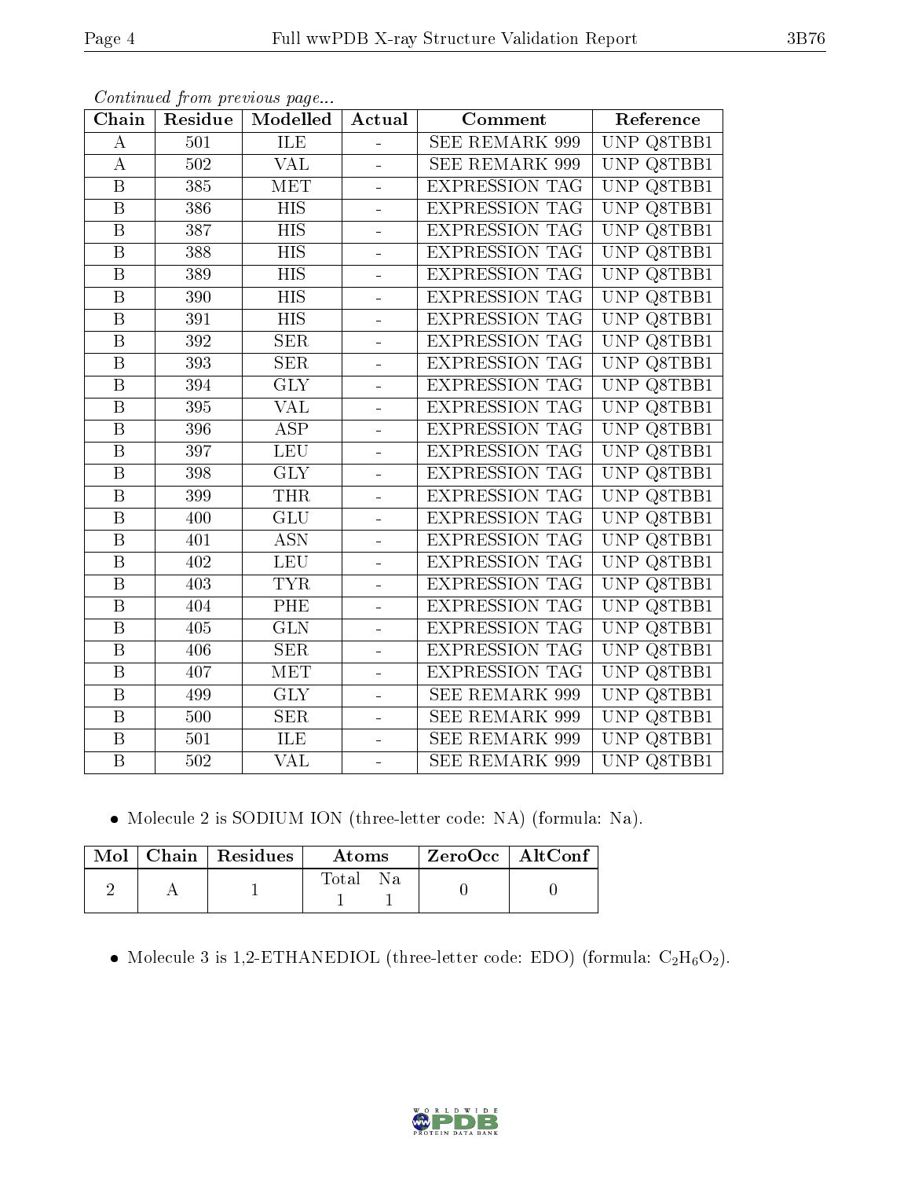*Continued from previous page...*

| Chain | Residue | Modelled | Actual | Comment | Reference |
|---|---|---|---|---|---|
| A | 501 | ILE | - | SEE REMARK 999 | UNP Q8TBB1 |
| A | 502 | VAL | - | SEE REMARK 999 | UNP Q8TBB1 |
| B | 385 | MET | - | EXPRESSION TAG | UNP Q8TBB1 |
| B | 386 | HIS | - | EXPRESSION TAG | UNP Q8TBB1 |
| B | 387 | HIS | - | EXPRESSION TAG | UNP Q8TBB1 |
| B | 388 | HIS | - | EXPRESSION TAG | UNP Q8TBB1 |
| B | 389 | HIS | - | EXPRESSION TAG | UNP Q8TBB1 |
| B | 390 | HIS | - | EXPRESSION TAG | UNP Q8TBB1 |
| B | 391 | HIS | - | EXPRESSION TAG | UNP Q8TBB1 |
| B | 392 | SER | - | EXPRESSION TAG | UNP Q8TBB1 |
| B | 393 | SER | - | EXPRESSION TAG | UNP Q8TBB1 |
| B | 394 | GLY | - | EXPRESSION TAG | UNP Q8TBB1 |
| B | 395 | VAL | - | EXPRESSION TAG | UNP Q8TBB1 |
| B | 396 | ASP | - | EXPRESSION TAG | UNP Q8TBB1 |
| B | 397 | LEU | - | EXPRESSION TAG | UNP Q8TBB1 |
| B | 398 | GLY | - | EXPRESSION TAG | UNP Q8TBB1 |
| B | 399 | THR | - | EXPRESSION TAG | UNP Q8TBB1 |
| B | 400 | GLU | - | EXPRESSION TAG | UNP Q8TBB1 |
| B | 401 | ASN | - | EXPRESSION TAG | UNP Q8TBB1 |
| B | 402 | LEU | - | EXPRESSION TAG | UNP Q8TBB1 |
| B | 403 | TYR | - | EXPRESSION TAG | UNP Q8TBB1 |
| B | 404 | PHE | - | EXPRESSION TAG | UNP Q8TBB1 |
| B | 405 | GLN | - | EXPRESSION TAG | UNP Q8TBB1 |
| B | 406 | SER | - | EXPRESSION TAG | UNP Q8TBB1 |
| B | 407 | MET | - | EXPRESSION TAG | UNP Q8TBB1 |
| B | 499 | GLY | - | SEE REMARK 999 | UNP Q8TBB1 |
| B | 500 | SER | - | SEE REMARK 999 | UNP Q8TBB1 |
| B | 501 | ILE | - | SEE REMARK 999 | UNP Q8TBB1 |
| B | 502 | VAL | - | SEE REMARK 999 | UNP Q8TBB1 |

- Molecule 2 is SODIUM ION (three-letter code: NA) (formula: Na).

| Mol | Chain | Residues | Atoms | | ZeroOcc | AltConf |
|---|---|---|---|---|---|---|
| | | | Total | Na | | |
| 2 | A | 1 | 1 | 1 | 0 | 0 |

- Molecule 3 is 1,2-ETHANEDIOL (three-letter code: EDO) (formula: $C_2H_6O_2$).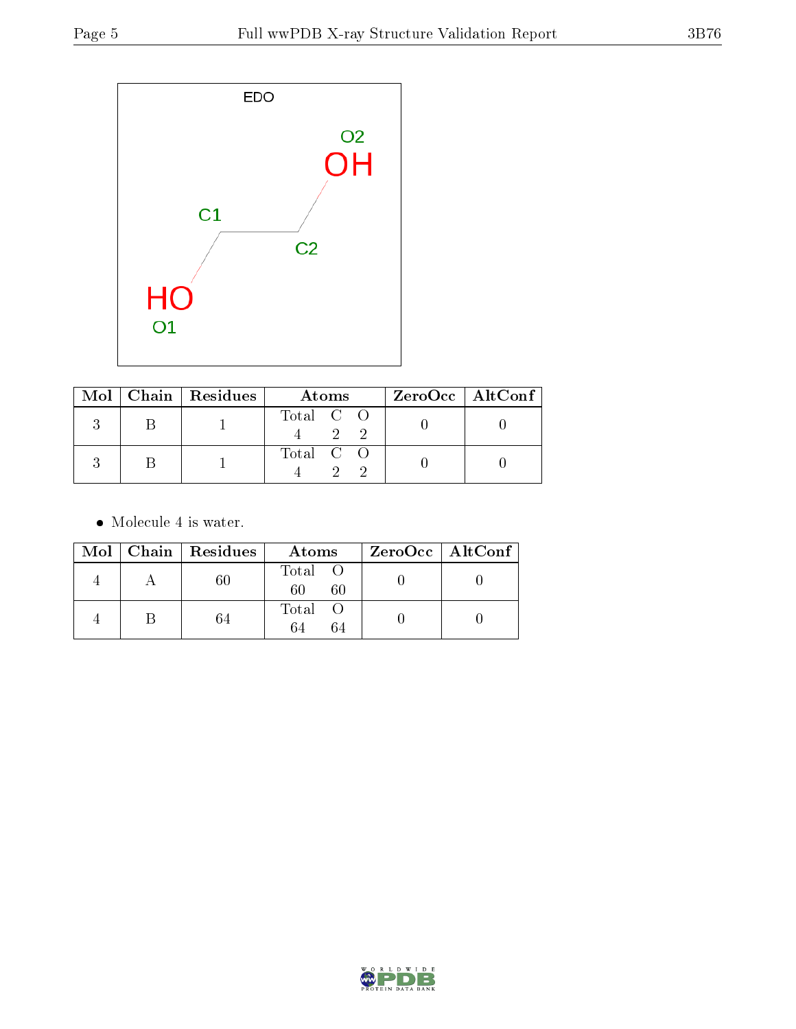| Mol | Chain | Residues | Atoms | | | ZeroOcc | AltConf |
|---|---|---|---|---|---|---|---|
| 3 | B | 1 | Total 4 | C 2 | O 2 | 0 | 0 |
| 3 | B | 1 | Total 4 | C 2 | O 2 | 0 | 0 |

- Molecule 4 is water.

| Mol | Chain | Residues | Atoms | | ZeroOcc | AltConf |
|---|---|---|---|---|---|---|
| 4 | A | 60 | Total 60 | O 60 | 0 | 0 |
| 4 | B | 64 | Total 64 | O 64 | 0 | 0 |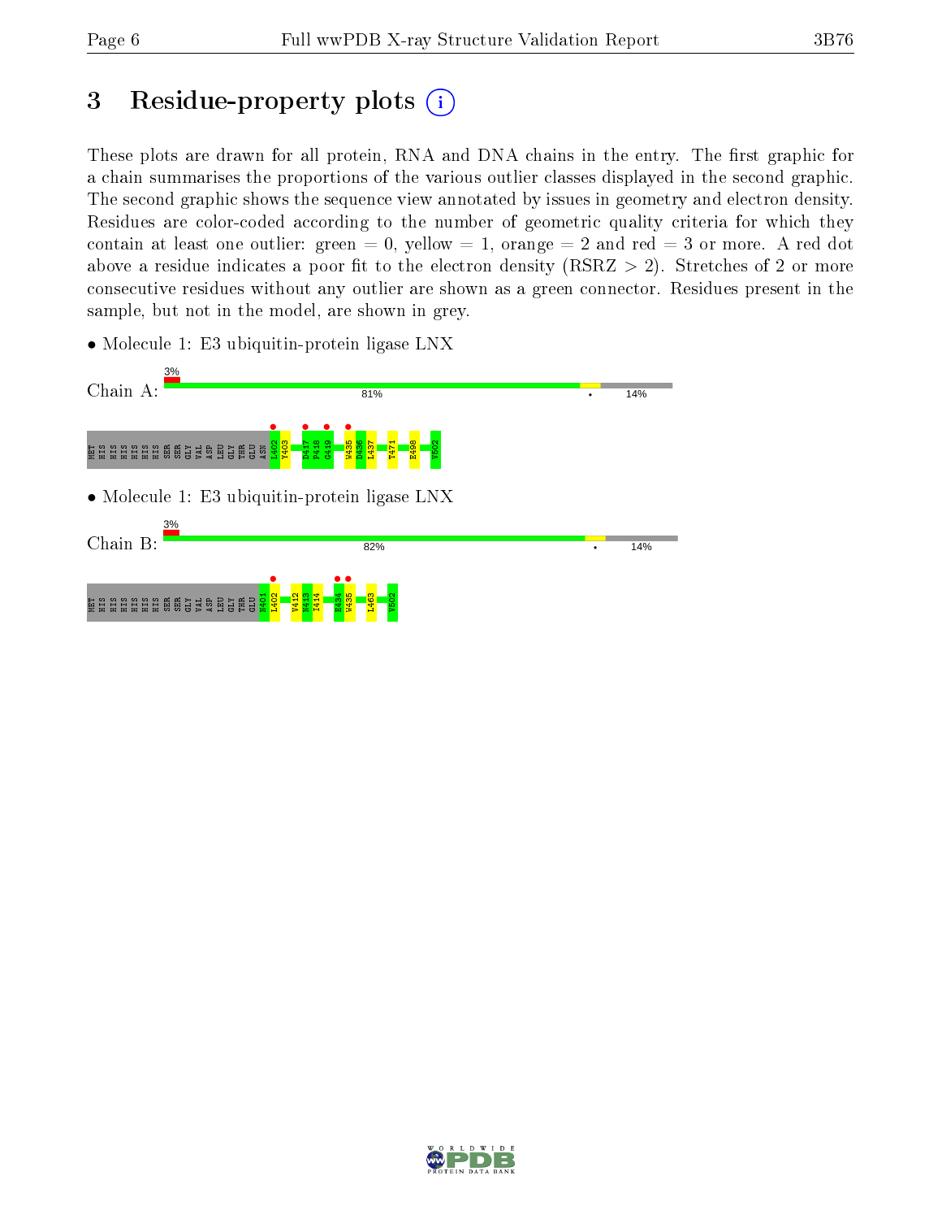# 3 Residue-property plots (i)

These plots are drawn for all protein, RNA and DNA chains in the entry. The first graphic for a chain summarises the proportions of the various outlier classes displayed in the second graphic. The second graphic shows the sequence view annotated by issues in geometry and electron density. Residues are color-coded according to the number of geometric quality criteria for which they contain at least one outlier: green = 0, yellow = 1, orange = 2 and red = 3 or more. A red dot above a residue indicates a poor fit to the electron density (RSRZ > 2). Stretches of 2 or more consecutive residues without any outlier are shown as a green connector. Residues present in the sample, but not in the model, are shown in grey.

- Molecule 1: E3 ubiquitin-protein ligase LNX

Chain A: 3% | 81% | • | 14%

MET HIS HIS HIS HIS HIS HIS SER SER GLY VAL ASP LEU GLY THR GLU ASN L402 Y403 D417 P418 G419 W435 D436 L437 T471 E498 V502

- Molecule 1: E3 ubiquitin-protein ligase LNX

Chain B: 3% | 82% | • | 14%

MET HIS HIS HIS HIS HIS HIS SER SER GLY VAL ASP LEU GLY THR GLU N401 L402 V412 N413 I414 E434 W435 L463 V502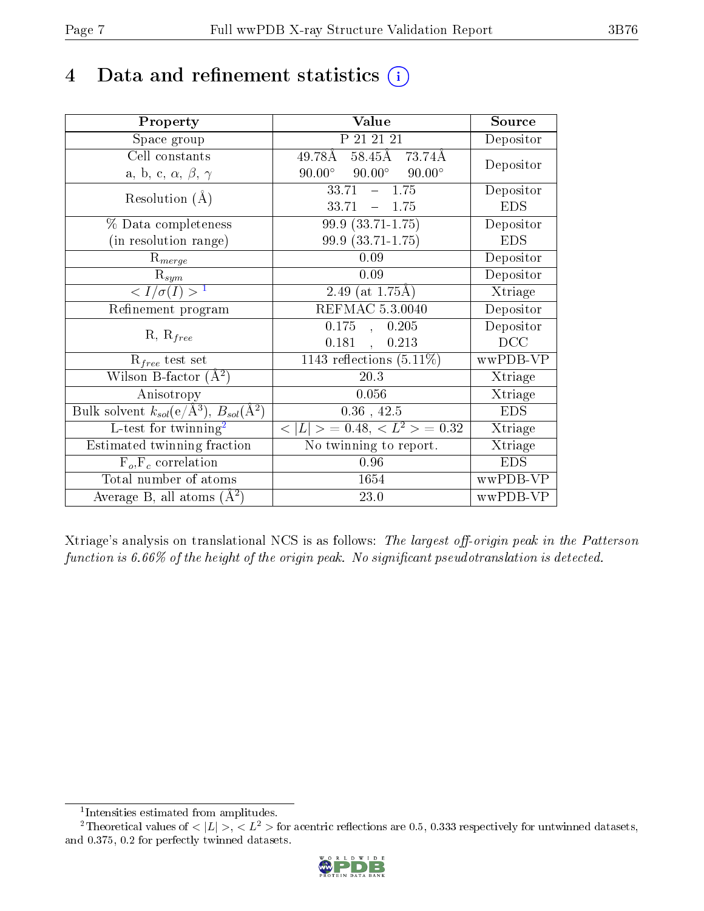# 4 Data and refinement statistics (i)

| Property | Value | Source |
|---|---|---|
| Space group | P 21 21 21 | Depositor |
| Cell constants<br>a, b, c, $\alpha$, $\beta$, $\gamma$ | 49.78Å 58.45Å 73.74Å<br>90.00° 90.00° 90.00° | Depositor |
| Resolution (Å) | 33.71 – 1.75<br>33.71 – 1.75 | Depositor<br>EDS |
| % Data completeness<br>(in resolution range) | 99.9 (33.71-1.75)<br>99.9 (33.71-1.75) | Depositor<br>EDS |
| $R_{merge}$ | 0.09 | Depositor |
| $R_{sym}$ | 0.09 | Depositor |
| $< I/\sigma(I) >$ [1] | 2.49 (at 1.75Å) | Xtriage |
| Refinement program | REFMAC 5.3.0040 | Depositor |
| R, $R_{free}$ | 0.175 , 0.205<br>0.181 , 0.213 | Depositor<br>DCC |
| $R_{free}$ test set | 1143 reflections (5.11%) | wwPDB-VP |
| Wilson B-factor (Å$^2$) | 20.3 | Xtriage |
| Anisotropy | 0.056 | Xtriage |
| Bulk solvent $k_{sol}$(e/Å$^3$), $B_{sol}$(Å$^2$) | 0.36 , 42.5 | EDS |
| L-test for twinning[2] | $< \|L\| >$ = 0.48, $< L^2 >$ = 0.32 | Xtriage |
| Estimated twinning fraction | No twinning to report. | Xtriage |
| $F_o$,$F_c$ correlation | 0.96 | EDS |
| Total number of atoms | 1654 | wwPDB-VP |
| Average B, all atoms (Å$^2$) | 23.0 | wwPDB-VP |

Xtriage's analysis on translational NCS is as follows: *The largest off-origin peak in the Patterson function is 6.66% of the height of the origin peak. No significant pseudotranslation is detected.*

[1] Intensities estimated from amplitudes.

[2] Theoretical values of $< |L| >$, $< L^2 >$ for acentric reflections are 0.5, 0.333 respectively for untwinned datasets, and 0.375, 0.2 for perfectly twinned datasets.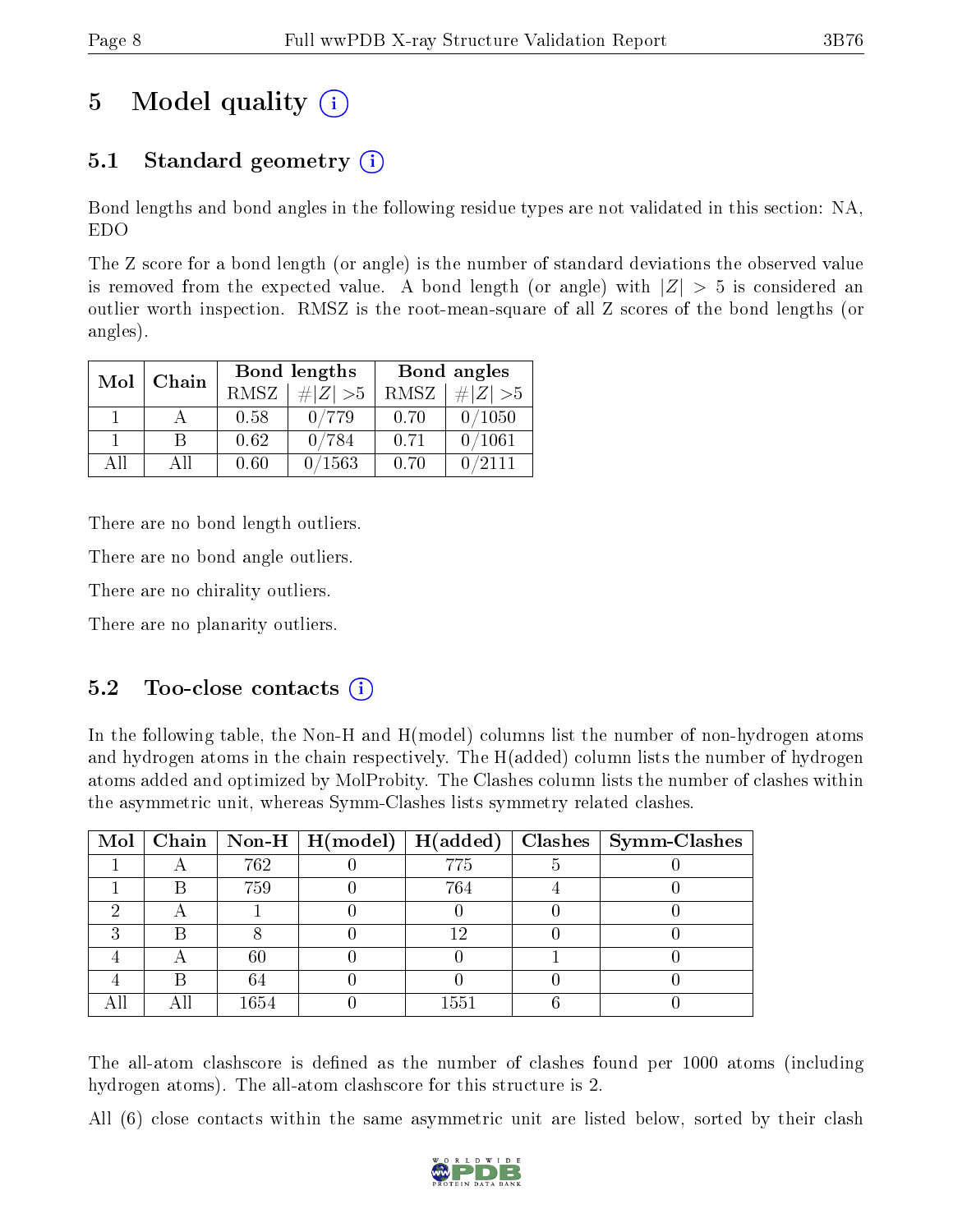# 5 Model quality (i)

## 5.1 Standard geometry (i)

Bond lengths and bond angles in the following residue types are not validated in this section: NA, EDO

The Z score for a bond length (or angle) is the number of standard deviations the observed value is removed from the expected value. A bond length (or angle) with $|Z| > 5$ is considered an outlier worth inspection. RMSZ is the root-mean-square of all Z scores of the bond lengths (or angles).

| Mol | Chain | Bond lengths | | Bond angles | |
|---|---|---|---|---|---|
| | | RMSZ | #$\|Z\|$ >5 | RMSZ | #$\|Z\|$ >5 |
| 1 | A | 0.58 | 0/779 | 0.70 | 0/1050 |
| 1 | B | 0.62 | 0/784 | 0.71 | 0/1061 |
| All | All | 0.60 | 0/1563 | 0.70 | 0/2111 |

There are no bond length outliers.

There are no bond angle outliers.

There are no chirality outliers.

There are no planarity outliers.

## 5.2 Too-close contacts (i)

In the following table, the Non-H and H(model) columns list the number of non-hydrogen atoms and hydrogen atoms in the chain respectively. The H(added) column lists the number of hydrogen atoms added and optimized by MolProbity. The Clashes column lists the number of clashes within the asymmetric unit, whereas Symm-Clashes lists symmetry related clashes.

| Mol | Chain | Non-H | H(model) | H(added) | Clashes | Symm-Clashes |
|---|---|---|---|---|---|---|
| 1 | A | 762 | 0 | 775 | 5 | 0 |
| 1 | B | 759 | 0 | 764 | 4 | 0 |
| 2 | A | 1 | 0 | 0 | 0 | 0 |
| 3 | B | 8 | 0 | 12 | 0 | 0 |
| 4 | A | 60 | 0 | 0 | 1 | 0 |
| 4 | B | 64 | 0 | 0 | 0 | 0 |
| All | All | 1654 | 0 | 1551 | 6 | 0 |

The all-atom clashscore is defined as the number of clashes found per 1000 atoms (including hydrogen atoms). The all-atom clashscore for this structure is 2.

All (6) close contacts within the same asymmetric unit are listed below, sorted by their clash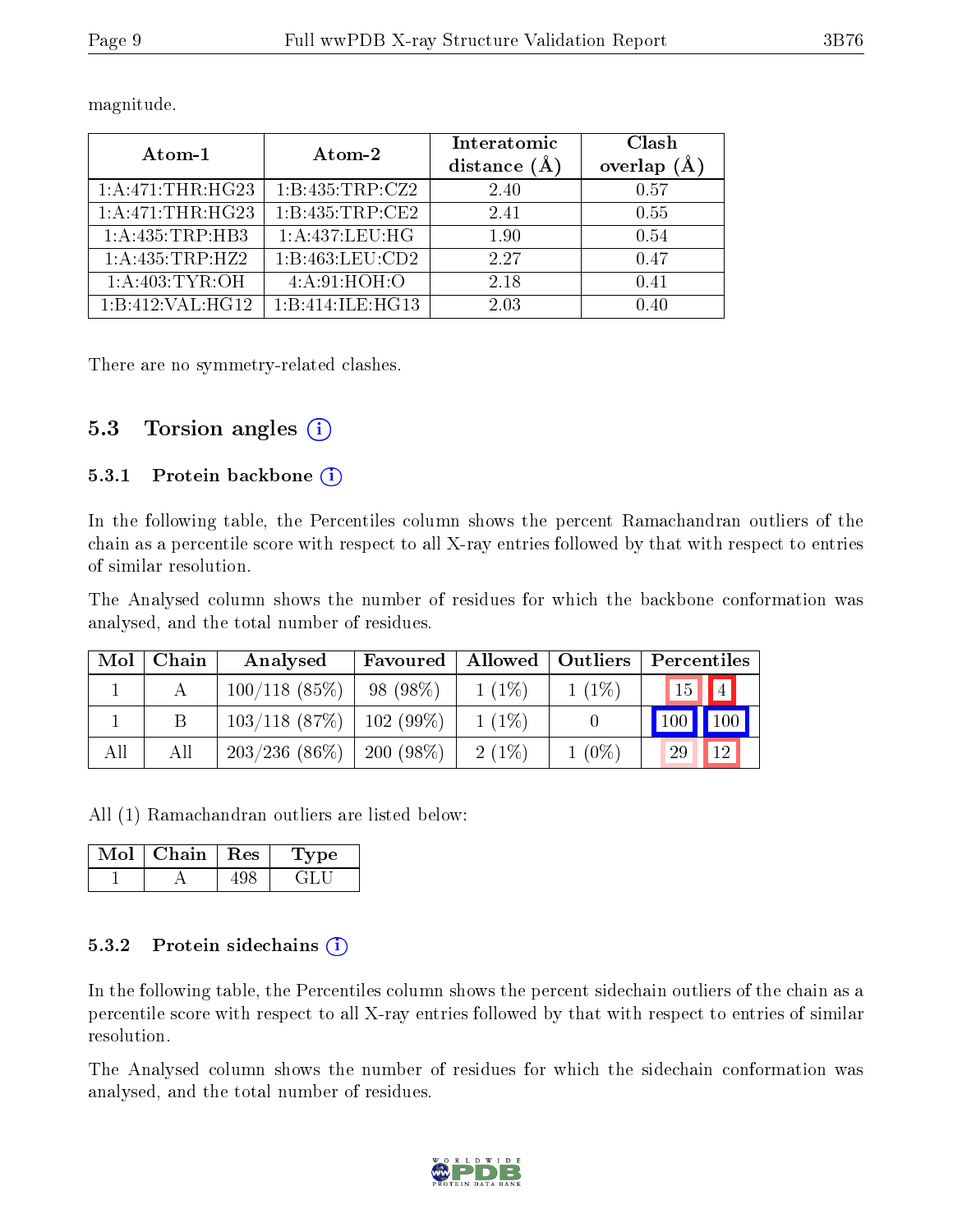magnitude.

| Atom-1 | Atom-2 | Interatomic distance (Å) | Clash overlap (Å) |
|---|---|---|---|
| 1:A:471:THR:HG23 | 1:B:435:TRP:CZ2 | 2.40 | 0.57 |
| 1:A:471:THR:HG23 | 1:B:435:TRP:CE2 | 2.41 | 0.55 |
| 1:A:435:TRP:HB3 | 1:A:437:LEU:HG | 1.90 | 0.54 |
| 1:A:435:TRP:HZ2 | 1:B:463:LEU:CD2 | 2.27 | 0.47 |
| 1:A:403:TYR:OH | 4:A:91:HOH:O | 2.18 | 0.41 |
| 1:B:412:VAL:HG12 | 1:B:414:ILE:HG13 | 2.03 | 0.40 |

There are no symmetry-related clashes.

## 5.3 Torsion angles

### 5.3.1 Protein backbone

In the following table, the Percentiles column shows the percent Ramachandran outliers of the chain as a percentile score with respect to all X-ray entries followed by that with respect to entries of similar resolution.

The Analysed column shows the number of residues for which the backbone conformation was analysed, and the total number of residues.

| Mol | Chain | Analysed | Favoured | Allowed | Outliers | Percentiles | |
|---|---|---|---|---|---|---|---|
| 1 | A | 100/118 (85%) | 98 (98%) | 1 (1%) | 1 (1%) | 15 | 4 |
| 1 | B | 103/118 (87%) | 102 (99%) | 1 (1%) | 0 | 100 | 100 |
| All | All | 203/236 (86%) | 200 (98%) | 2 (1%) | 1 (0%) | 29 | 12 |

All (1) Ramachandran outliers are listed below:

| Mol | Chain | Res | Type |
|---|---|---|---|
| 1 | A | 498 | GLU |

### 5.3.2 Protein sidechains

In the following table, the Percentiles column shows the percent sidechain outliers of the chain as a percentile score with respect to all X-ray entries followed by that with respect to entries of similar resolution.

The Analysed column shows the number of residues for which the sidechain conformation was analysed, and the total number of residues.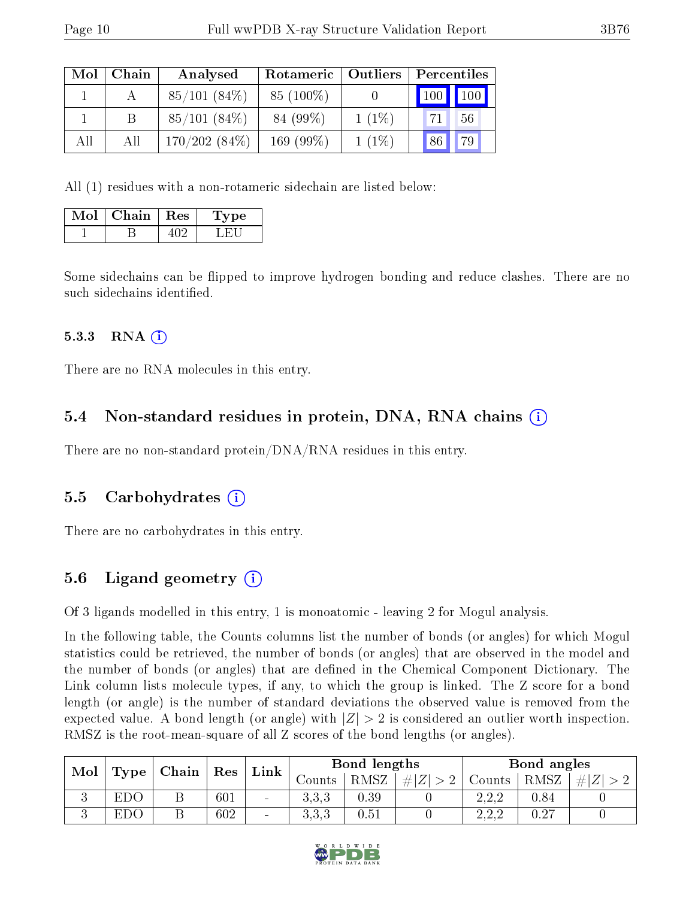| Mol | Chain | Analysed | Rotameric | Outliers | Percentiles | |
|---|---|---|---|---|---|---|
| 1 | A | 85/101 (84%) | 85 (100%) | 0 | 100 | 100 |
| 1 | B | 85/101 (84%) | 84 (99%) | 1 (1%) | 71 | 56 |
| All | All | 170/202 (84%) | 169 (99%) | 1 (1%) | 86 | 79 |

All (1) residues with a non-rotameric sidechain are listed below:

| Mol | Chain | Res | Type |
|---|---|---|---|
| 1 | B | 402 | LEU |

Some sidechains can be flipped to improve hydrogen bonding and reduce clashes. There are no such sidechains identified.

#### 5.3.3 RNA (i)

There are no RNA molecules in this entry.

### 5.4 Non-standard residues in protein, DNA, RNA chains (i)

There are no non-standard protein/DNA/RNA residues in this entry.

### 5.5 Carbohydrates (i)

There are no carbohydrates in this entry.

### 5.6 Ligand geometry (i)

Of 3 ligands modelled in this entry, 1 is monoatomic - leaving 2 for Mogul analysis.

In the following table, the Counts columns list the number of bonds (or angles) for which Mogul statistics could be retrieved, the number of bonds (or angles) that are observed in the model and the number of bonds (or angles) that are defined in the Chemical Component Dictionary. The Link column lists molecule types, if any, to which the group is linked. The Z score for a bond length (or angle) is the number of standard deviations the observed value is removed from the expected value. A bond length (or angle) with $|Z| > 2$ is considered an outlier worth inspection. RMSZ is the root-mean-square of all Z scores of the bond lengths (or angles).

| Mol | Type | Chain | Res | Link | Bond lengths | | | Bond angles | | |
|---|---|---|---|---|---|---|---|---|---|---|
| | | | | | Counts | RMSZ | $\#\|Z\| > 2$ | Counts | RMSZ | $\#\|Z\| > 2$ |
| 3 | EDO | B | 601 | - | 3,3,3 | 0.39 | 0 | 2,2,2 | 0.84 | 0 |
| 3 | EDO | B | 602 | - | 3,3,3 | 0.51 | 0 | 2,2,2 | 0.27 | 0 |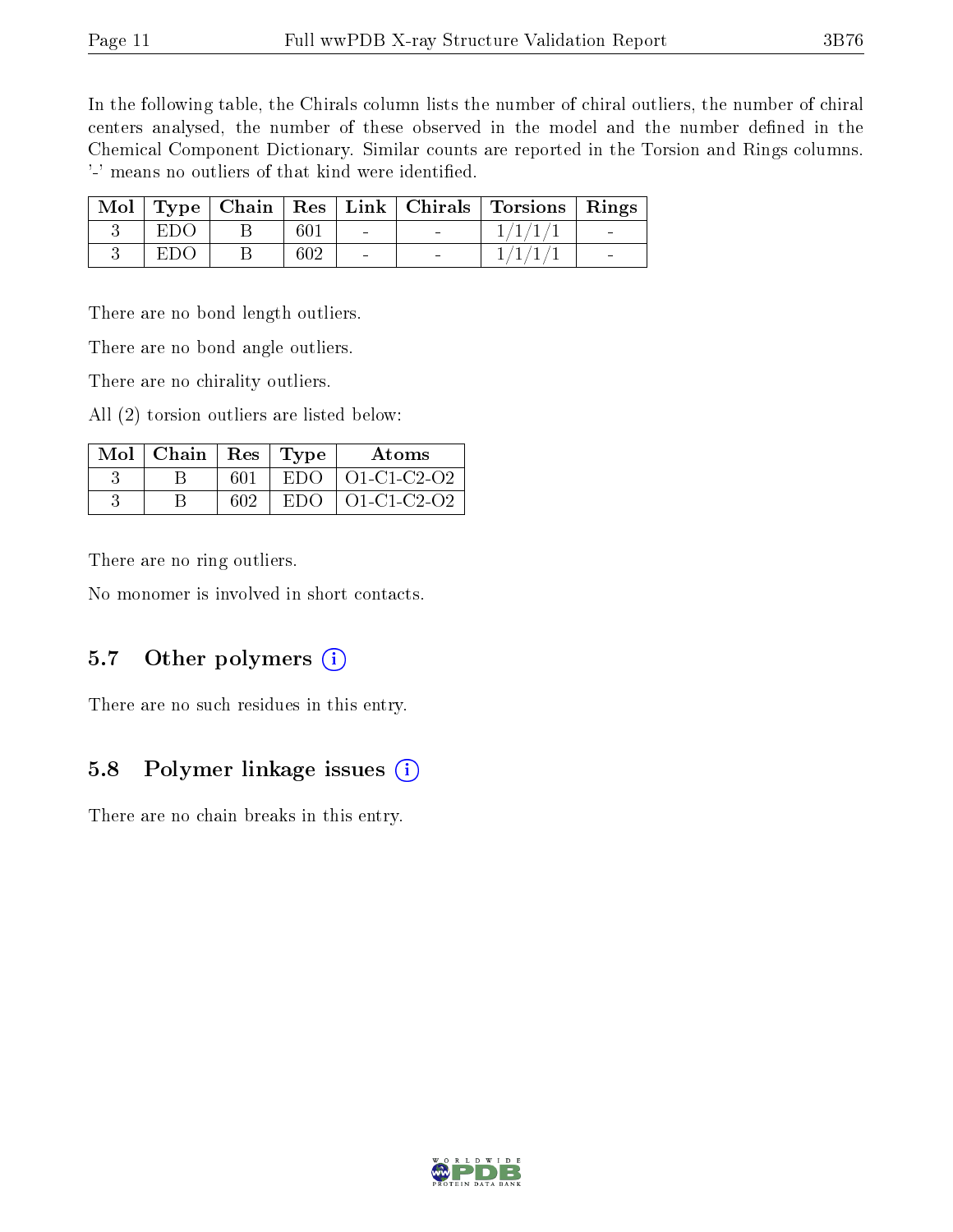In the following table, the Chirals column lists the number of chiral outliers, the number of chiral centers analysed, the number of these observed in the model and the number defined in the Chemical Component Dictionary. Similar counts are reported in the Torsion and Rings columns. '-' means no outliers of that kind were identified.

| Mol | Type | Chain | Res | Link | Chirals | Torsions | Rings |
|---|---|---|---|---|---|---|---|
| 3 | EDO | B | 601 | - | - | 1/1/1/1 | - |
| 3 | EDO | B | 602 | - | - | 1/1/1/1 | - |

There are no bond length outliers.

There are no bond angle outliers.

There are no chirality outliers.

All (2) torsion outliers are listed below:

| Mol | Chain | Res | Type | Atoms |
|---|---|---|---|---|
| 3 | B | 601 | EDO | O1-C1-C2-O2 |
| 3 | B | 602 | EDO | O1-C1-C2-O2 |

There are no ring outliers.

No monomer is involved in short contacts.

### 5.7 Other polymers

There are no such residues in this entry.

### 5.8 Polymer linkage issues

There are no chain breaks in this entry.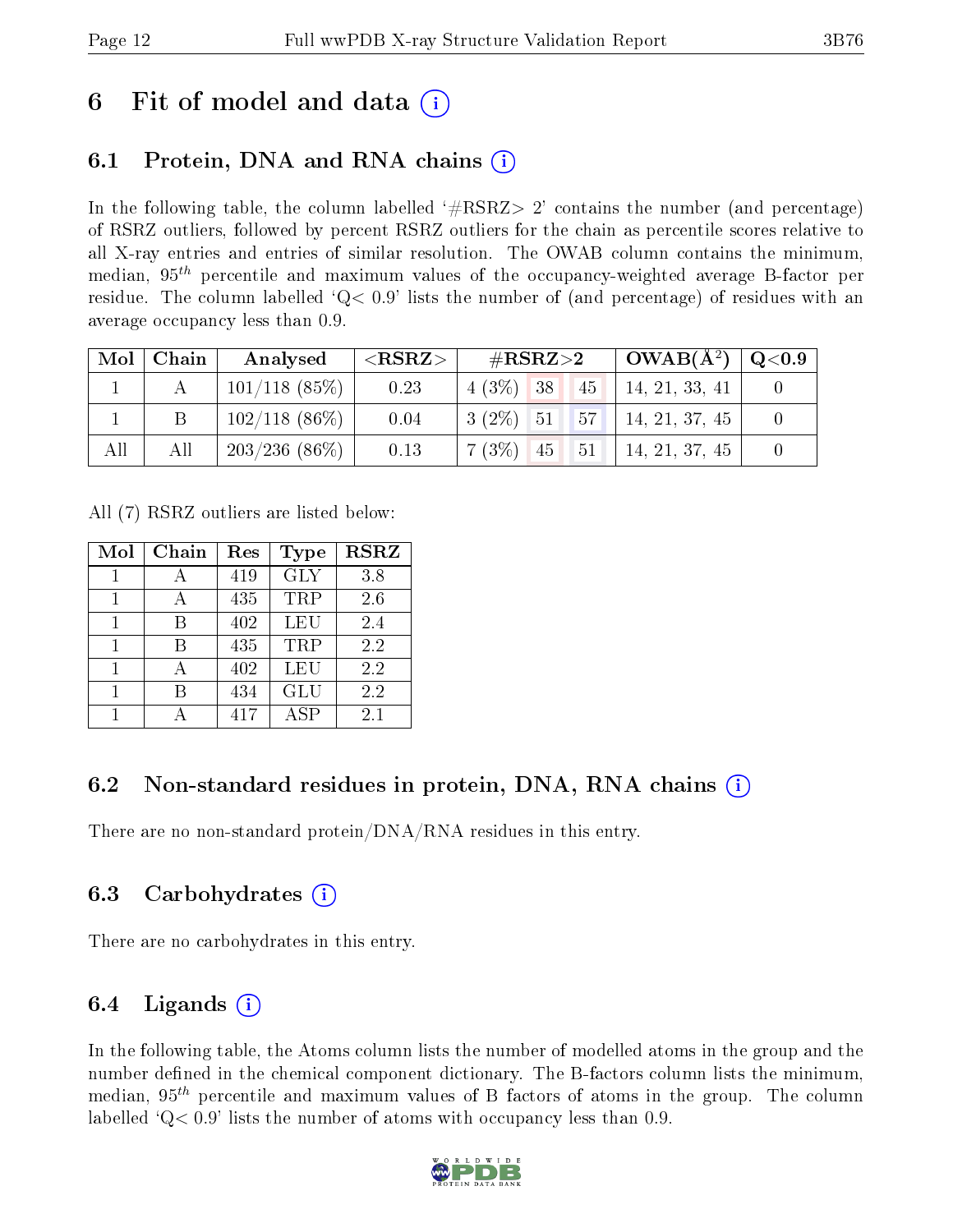# 6 Fit of model and data

## 6.1 Protein, DNA and RNA chains

In the following table, the column labelled '#RSRZ> 2' contains the number (and percentage) of RSRZ outliers, followed by percent RSRZ outliers for the chain as percentile scores relative to all X-ray entries and entries of similar resolution. The OWAB column contains the minimum, median, $95^{th}$ percentile and maximum values of the occupancy-weighted average B-factor per residue. The column labelled 'Q< 0.9' lists the number of (and percentage) of residues with an average occupancy less than 0.9.

| Mol | Chain | Analysed | <RSRZ> | #RSRZ>2 | | | OWAB(Å$^2$) | Q<0.9 |
|---|---|---|---|---|---|---|---|---|
| 1 | A | 101/118 (85%) | 0.23 | 4 (3%) | 38 | 45 | 14, 21, 33, 41 | 0 |
| 1 | B | 102/118 (86%) | 0.04 | 3 (2%) | 51 | 57 | 14, 21, 37, 45 | 0 |
| All | All | 203/236 (86%) | 0.13 | 7 (3%) | 45 | 51 | 14, 21, 37, 45 | 0 |

All (7) RSRZ outliers are listed below:

| Mol | Chain | Res | Type | RSRZ |
|---|---|---|---|---|
| 1 | A | 419 | GLY | 3.8 |
| 1 | A | 435 | TRP | 2.6 |
| 1 | B | 402 | LEU | 2.4 |
| 1 | B | 435 | TRP | 2.2 |
| 1 | A | 402 | LEU | 2.2 |
| 1 | B | 434 | GLU | 2.2 |
| 1 | A | 417 | ASP | 2.1 |

## 6.2 Non-standard residues in protein, DNA, RNA chains

There are no non-standard protein/DNA/RNA residues in this entry.

## 6.3 Carbohydrates

There are no carbohydrates in this entry.

## 6.4 Ligands

In the following table, the Atoms column lists the number of modelled atoms in the group and the number defined in the chemical component dictionary. The B-factors column lists the minimum, median, $95^{th}$ percentile and maximum values of B factors of atoms in the group. The column labelled 'Q< 0.9' lists the number of atoms with occupancy less than 0.9.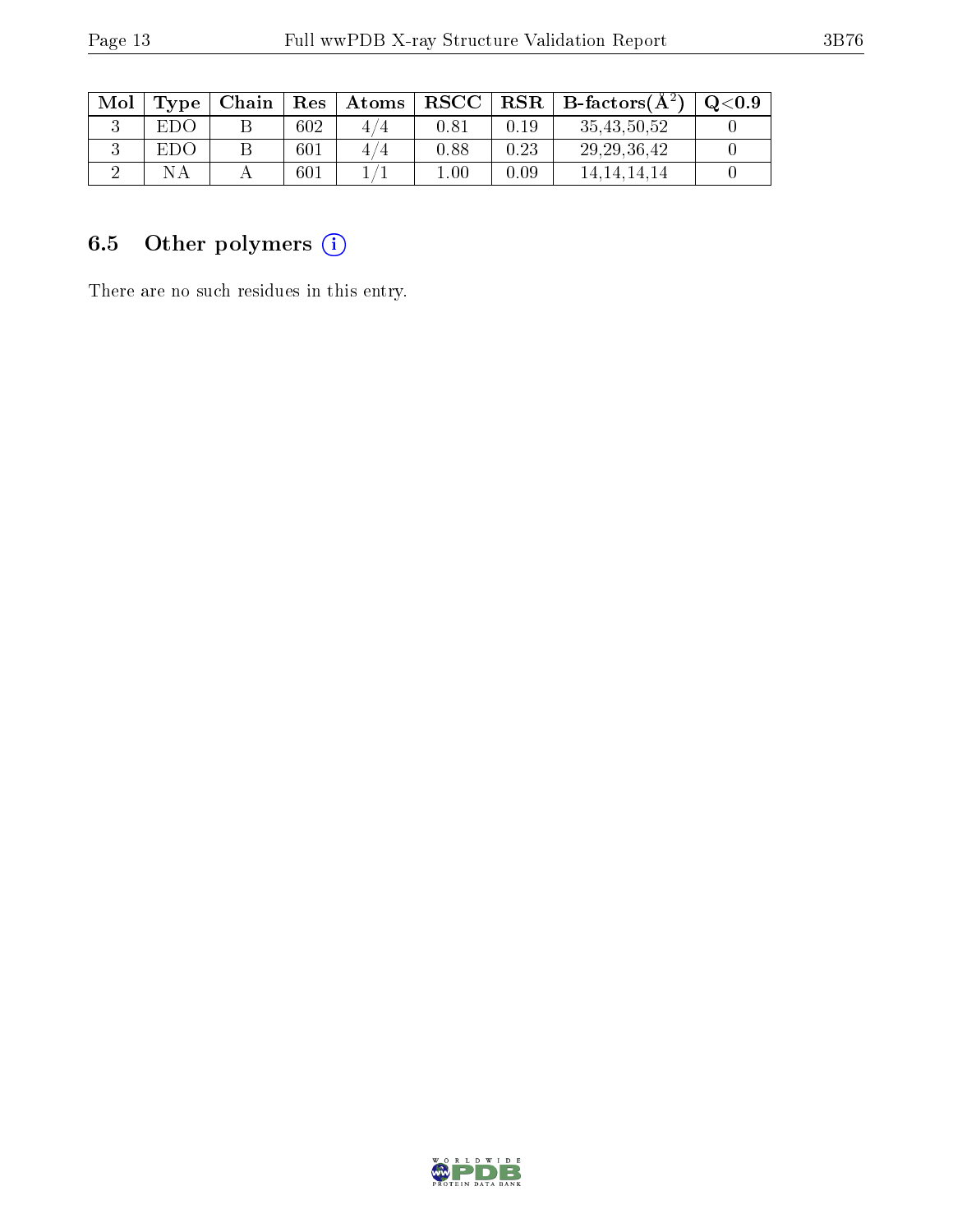| Mol | Type | Chain | Res | Atoms | RSCC | RSR | B-factors($Å^2$) | Q<0.9 |
|---|---|---|---|---|---|---|---|---|
| 3 | EDO | B | 602 | 4/4 | 0.81 | 0.19 | 35,43,50,52 | 0 |
| 3 | EDO | B | 601 | 4/4 | 0.88 | 0.23 | 29,29,36,42 | 0 |
| 2 | NA | A | 601 | 1/1 | 1.00 | 0.09 | 14,14,14,14 | 0 |

## 6.5 Other polymers (i)

There are no such residues in this entry.